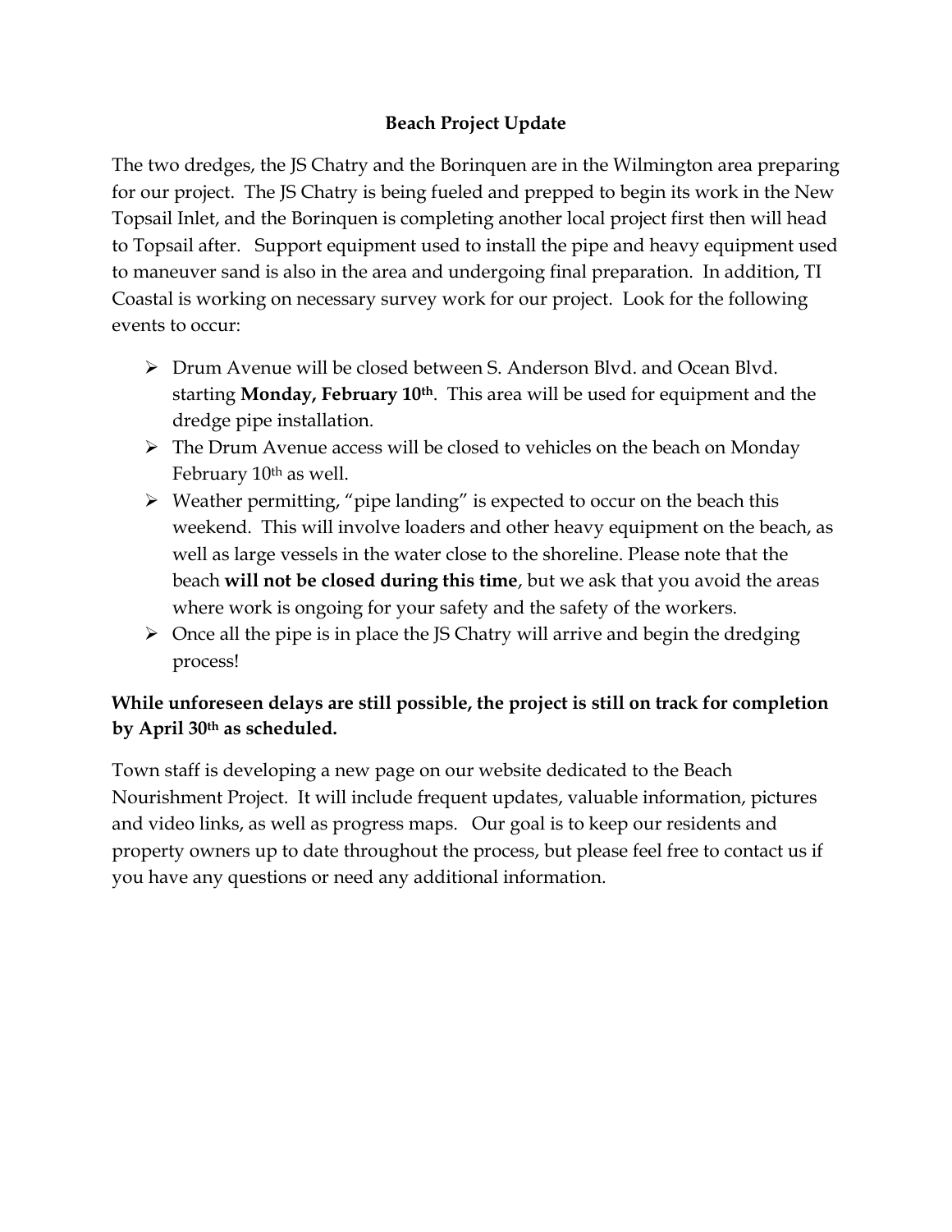# Beach Project Update

The two dredges, the JS Chatry and the Borinquen are in the Wilmington area preparing for our project. The JS Chatry is being fueled and prepped to begin its work in the New Topsail Inlet, and the Borinquen is completing another local project first then will head to Topsail after. Support equipment used to install the pipe and heavy equipment used to maneuver sand is also in the area and undergoing final preparation. In addition, TI Coastal is working on necessary survey work for our project. Look for the following events to occur:

- Drum Avenue will be closed between S. Anderson Blvd. and Ocean Blvd. starting **Monday, February 10th**. This area will be used for equipment and the dredge pipe installation.
- The Drum Avenue access will be closed to vehicles on the beach on Monday February 10th as well.
- Weather permitting, "pipe landing" is expected to occur on the beach this weekend. This will involve loaders and other heavy equipment on the beach, as well as large vessels in the water close to the shoreline. Please note that the beach **will not be closed during this time**, but we ask that you avoid the areas where work is ongoing for your safety and the safety of the workers.
- Once all the pipe is in place the JS Chatry will arrive and begin the dredging process!

**While unforeseen delays are still possible, the project is still on track for completion by April 30th as scheduled.**

Town staff is developing a new page on our website dedicated to the Beach Nourishment Project. It will include frequent updates, valuable information, pictures and video links, as well as progress maps. Our goal is to keep our residents and property owners up to date throughout the process, but please feel free to contact us if you have any questions or need any additional information.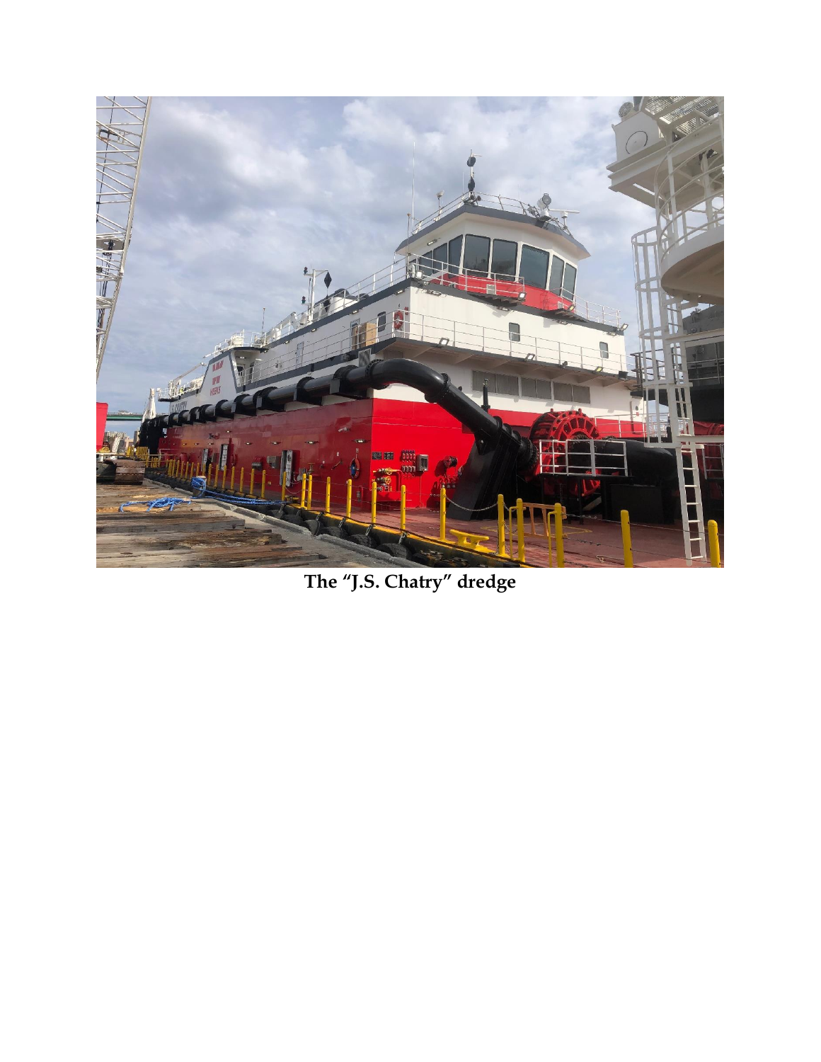**The "J.S. Chatry" dredge**